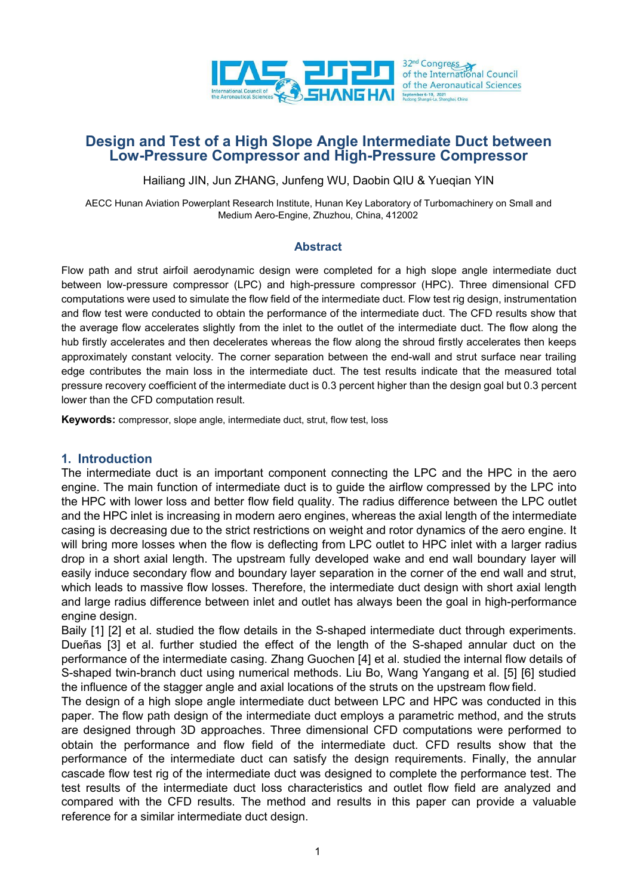# Design and Test of a High Slope Angle Intermediate Duct between Low-Pressure Compressor and High-Pressure Compressor

Hailiang JIN, Jun ZHANG, Junfeng WU, Daobin QIU & Yueqian YIN

AECC Hunan Aviation Powerplant Research Institute, Hunan Key Laboratory of Turbomachinery on Small and Medium Aero-Engine, Zhuzhou, China, 412002

## Abstract

Flow path and strut airfoil aerodynamic design were completed for a high slope angle intermediate duct between low-pressure compressor (LPC) and high-pressure compressor (HPC). Three dimensional CFD computations were used to simulate the flow field of the intermediate duct. Flow test rig design, instrumentation and flow test were conducted to obtain the performance of the intermediate duct. The CFD results show that the average flow accelerates slightly from the inlet to the outlet of the intermediate duct. The flow along the hub firstly accelerates and then decelerates whereas the flow along the shroud firstly accelerates then keeps approximately constant velocity. The corner separation between the end-wall and strut surface near trailing edge contributes the main loss in the intermediate duct. The test results indicate that the measured total pressure recovery coefficient of the intermediate duct is 0.3 percent higher than the design goal but 0.3 percent lower than the CFD computation result.

**Keywords:** compressor, slope angle, intermediate duct, strut, flow test, loss

## 1. Introduction

The intermediate duct is an important component connecting the LPC and the HPC in the aero engine. The main function of intermediate duct is to guide the airflow compressed by the LPC into the HPC with lower loss and better flow field quality. The radius difference between the LPC outlet and the HPC inlet is increasing in modern aero engines, whereas the axial length of the intermediate casing is decreasing due to the strict restrictions on weight and rotor dynamics of the aero engine. It will bring more losses when the flow is deflecting from LPC outlet to HPC inlet with a larger radius drop in a short axial length. The upstream fully developed wake and end wall boundary layer will easily induce secondary flow and boundary layer separation in the corner of the end wall and strut, which leads to massive flow losses. Therefore, the intermediate duct design with short axial length and large radius difference between inlet and outlet has always been the goal in high-performance engine design.

Baily [1] [2] et al. studied the flow details in the S-shaped intermediate duct through experiments. Dueñas [3] et al. further studied the effect of the length of the S-shaped annular duct on the performance of the intermediate casing. Zhang Guochen [4] et al. studied the internal flow details of S-shaped twin-branch duct using numerical methods. Liu Bo, Wang Yangang et al. [5] [6] studied the influence of the stagger angle and axial locations of the struts on the upstream flow field.

The design of a high slope angle intermediate duct between LPC and HPC was conducted in this paper. The flow path design of the intermediate duct employs a parametric method, and the struts are designed through 3D approaches. Three dimensional CFD computations were performed to obtain the performance and flow field of the intermediate duct. CFD results show that the performance of the intermediate duct can satisfy the design requirements. Finally, the annular cascade flow test rig of the intermediate duct was designed to complete the performance test. The test results of the intermediate duct loss characteristics and outlet flow field are analyzed and compared with the CFD results. The method and results in this paper can provide a valuable reference for a similar intermediate duct design.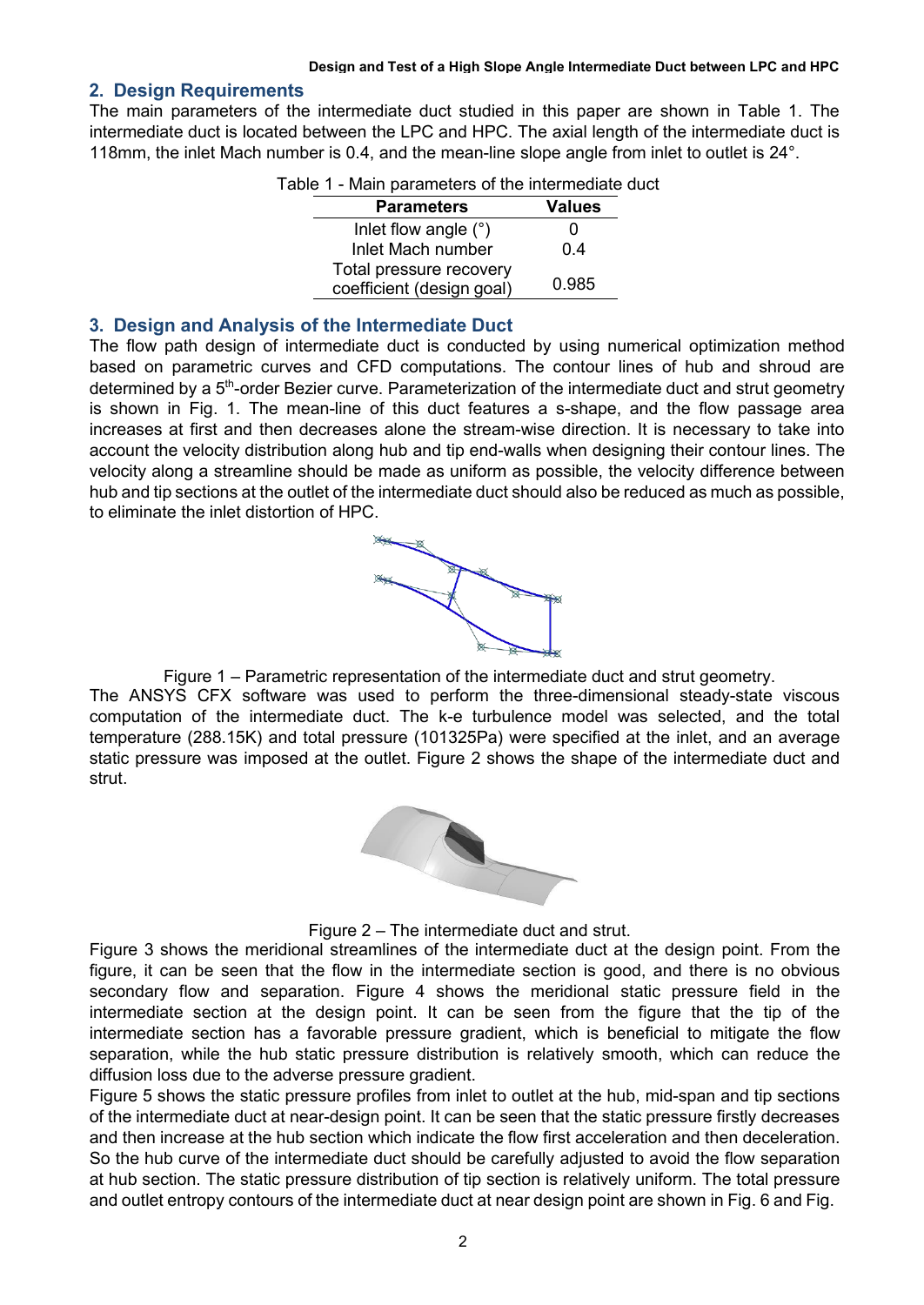## 2. Design Requirements

The main parameters of the intermediate duct studied in this paper are shown in Table 1. The intermediate duct is located between the LPC and HPC. The axial length of the intermediate duct is 118mm, the inlet Mach number is 0.4, and the mean-line slope angle from inlet to outlet is 24°.

Table 1 - Main parameters of the intermediate duct

| Parameters | Values |
|---|---|
| Inlet flow angle (°) | 0 |
| Inlet Mach number | 0.4 |
| Total pressure recovery coefficient (design goal) | 0.985 |

## 3. Design and Analysis of the Intermediate Duct

The flow path design of intermediate duct is conducted by using numerical optimization method based on parametric curves and CFD computations. The contour lines of hub and shroud are determined by a 5th-order Bezier curve. Parameterization of the intermediate duct and strut geometry is shown in Fig. 1. The mean-line of this duct features a s-shape, and the flow passage area increases at first and then decreases alone the stream-wise direction. It is necessary to take into account the velocity distribution along hub and tip end-walls when designing their contour lines. The velocity along a streamline should be made as uniform as possible, the velocity difference between hub and tip sections at the outlet of the intermediate duct should also be reduced as much as possible, to eliminate the inlet distortion of HPC.

Figure 1 – Parametric representation of the intermediate duct and strut geometry.

The ANSYS CFX software was used to perform the three-dimensional steady-state viscous computation of the intermediate duct. The k-e turbulence model was selected, and the total temperature (288.15K) and total pressure (101325Pa) were specified at the inlet, and an average static pressure was imposed at the outlet. Figure 2 shows the shape of the intermediate duct and strut.

Figure 2 – The intermediate duct and strut.

Figure 3 shows the meridional streamlines of the intermediate duct at the design point. From the figure, it can be seen that the flow in the intermediate section is good, and there is no obvious secondary flow and separation. Figure 4 shows the meridional static pressure field in the intermediate section at the design point. It can be seen from the figure that the tip of the intermediate section has a favorable pressure gradient, which is beneficial to mitigate the flow separation, while the hub static pressure distribution is relatively smooth, which can reduce the diffusion loss due to the adverse pressure gradient.

Figure 5 shows the static pressure profiles from inlet to outlet at the hub, mid-span and tip sections of the intermediate duct at near-design point. It can be seen that the static pressure firstly decreases and then increase at the hub section which indicate the flow first acceleration and then deceleration. So the hub curve of the intermediate duct should be carefully adjusted to avoid the flow separation at hub section. The static pressure distribution of tip section is relatively uniform. The total pressure and outlet entropy contours of the intermediate duct at near design point are shown in Fig. 6 and Fig.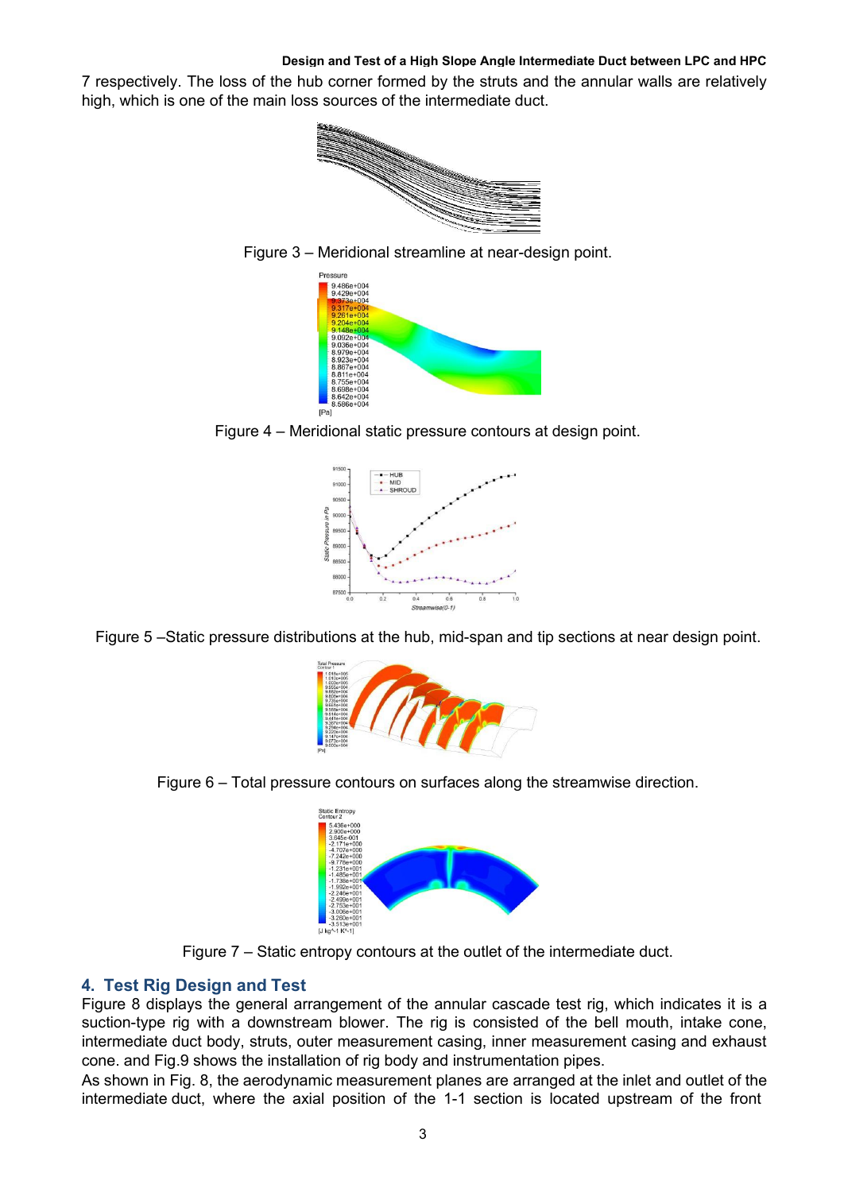7 respectively. The loss of the hub corner formed by the struts and the annular walls are relatively high, which is one of the main loss sources of the intermediate duct.

Figure 3 – Meridional streamline at near-design point.

Figure 4 – Meridional static pressure contours at design point.

Figure 5 –Static pressure distributions at the hub, mid-span and tip sections at near design point.

Figure 6 – Total pressure contours on surfaces along the streamwise direction.

Figure 7 – Static entropy contours at the outlet of the intermediate duct.

## 4. Test Rig Design and Test

Figure 8 displays the general arrangement of the annular cascade test rig, which indicates it is a suction-type rig with a downstream blower. The rig is consisted of the bell mouth, intake cone, intermediate duct body, struts, outer measurement casing, inner measurement casing and exhaust cone. and Fig.9 shows the installation of rig body and instrumentation pipes.

As shown in Fig. 8, the aerodynamic measurement planes are arranged at the inlet and outlet of the intermediate duct, where the axial position of the 1-1 section is located upstream of the front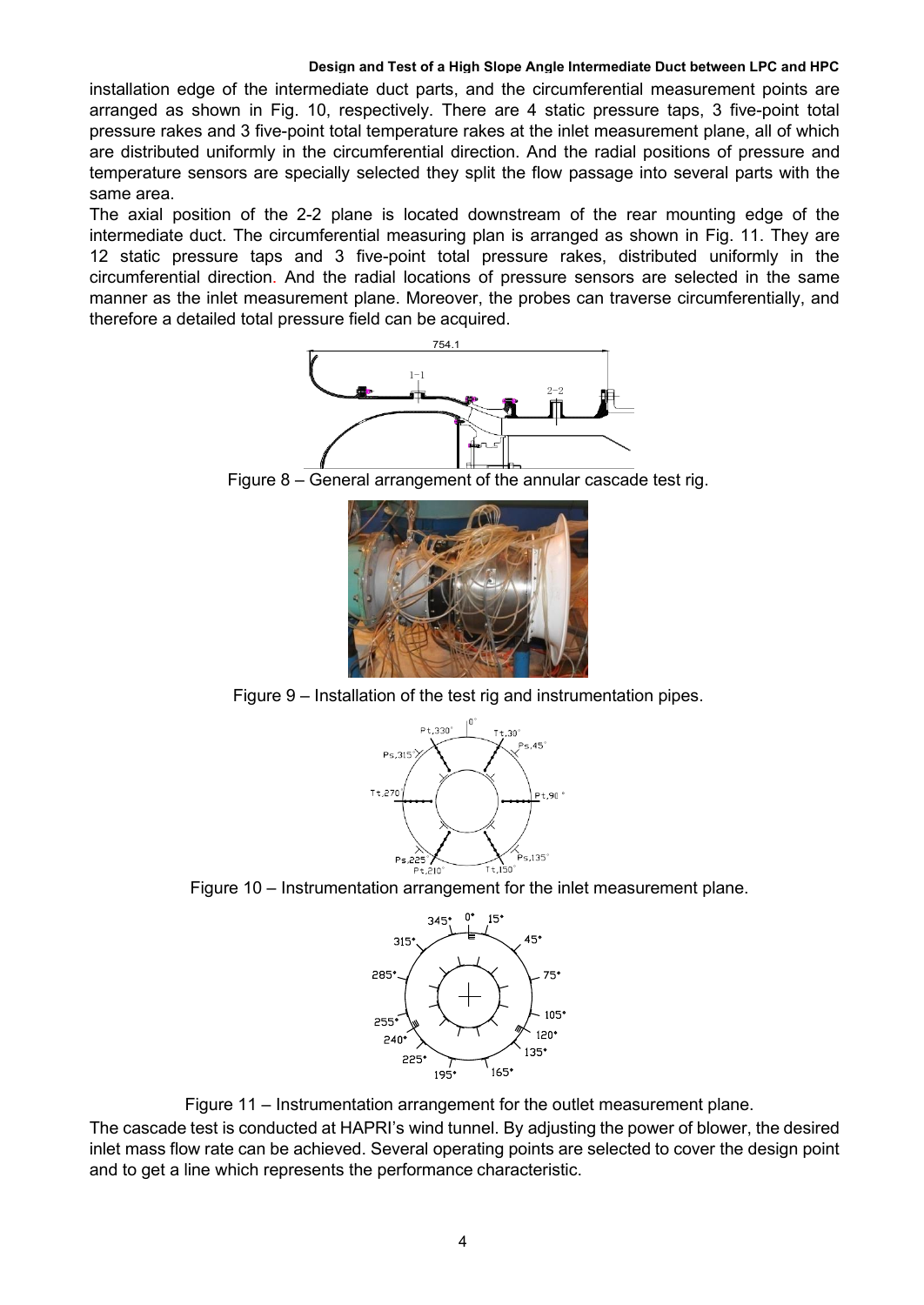installation edge of the intermediate duct parts, and the circumferential measurement points are arranged as shown in Fig. 10, respectively. There are 4 static pressure taps, 3 five-point total pressure rakes and 3 five-point total temperature rakes at the inlet measurement plane, all of which are distributed uniformly in the circumferential direction. And the radial positions of pressure and temperature sensors are specially selected they split the flow passage into several parts with the same area.

The axial position of the 2-2 plane is located downstream of the rear mounting edge of the intermediate duct. The circumferential measuring plan is arranged as shown in Fig. 11. They are 12 static pressure taps and 3 five-point total pressure rakes, distributed uniformly in the circumferential direction. And the radial locations of pressure sensors are selected in the same manner as the inlet measurement plane. Moreover, the probes can traverse circumferentially, and therefore a detailed total pressure field can be acquired.

Figure 8 – General arrangement of the annular cascade test rig.

Figure 9 – Installation of the test rig and instrumentation pipes.

Figure 10 – Instrumentation arrangement for the inlet measurement plane.

Figure 11 – Instrumentation arrangement for the outlet measurement plane.

The cascade test is conducted at HAPRI's wind tunnel. By adjusting the power of blower, the desired inlet mass flow rate can be achieved. Several operating points are selected to cover the design point and to get a line which represents the performance characteristic.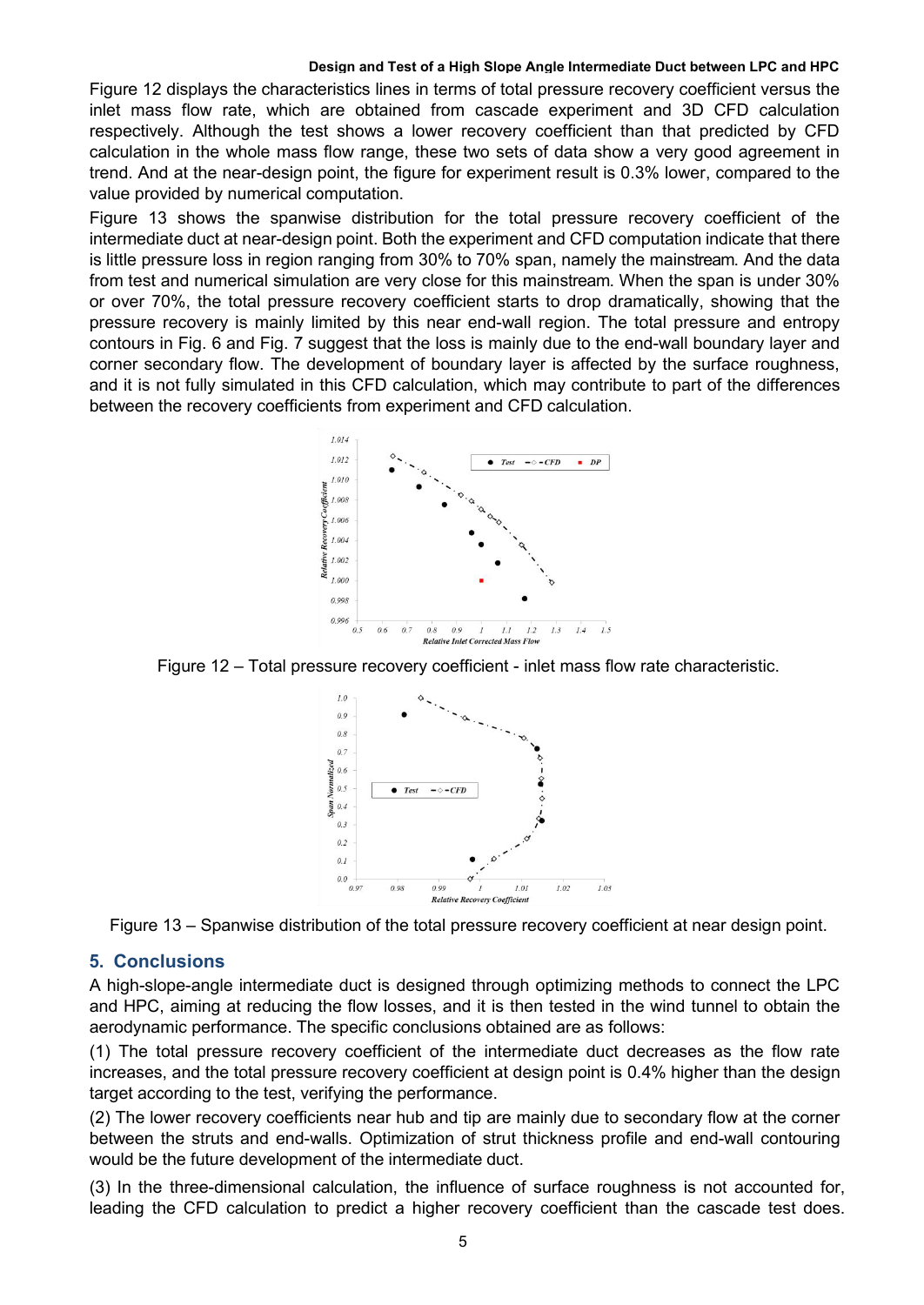Figure 12 displays the characteristics lines in terms of total pressure recovery coefficient versus the inlet mass flow rate, which are obtained from cascade experiment and 3D CFD calculation respectively. Although the test shows a lower recovery coefficient than that predicted by CFD calculation in the whole mass flow range, these two sets of data show a very good agreement in trend. And at the near-design point, the figure for experiment result is 0.3% lower, compared to the value provided by numerical computation.

Figure 13 shows the spanwise distribution for the total pressure recovery coefficient of the intermediate duct at near-design point. Both the experiment and CFD computation indicate that there is little pressure loss in region ranging from 30% to 70% span, namely the mainstream. And the data from test and numerical simulation are very close for this mainstream. When the span is under 30% or over 70%, the total pressure recovery coefficient starts to drop dramatically, showing that the pressure recovery is mainly limited by this near end-wall region. The total pressure and entropy contours in Fig. 6 and Fig. 7 suggest that the loss is mainly due to the end-wall boundary layer and corner secondary flow. The development of boundary layer is affected by the surface roughness, and it is not fully simulated in this CFD calculation, which may contribute to part of the differences between the recovery coefficients from experiment and CFD calculation.

Figure 12 – Total pressure recovery coefficient - inlet mass flow rate characteristic.

Figure 13 – Spanwise distribution of the total pressure recovery coefficient at near design point.

## 5. Conclusions

A high-slope-angle intermediate duct is designed through optimizing methods to connect the LPC and HPC, aiming at reducing the flow losses, and it is then tested in the wind tunnel to obtain the aerodynamic performance. The specific conclusions obtained are as follows:

(1) The total pressure recovery coefficient of the intermediate duct decreases as the flow rate increases, and the total pressure recovery coefficient at design point is 0.4% higher than the design target according to the test, verifying the performance.

(2) The lower recovery coefficients near hub and tip are mainly due to secondary flow at the corner between the struts and end-walls. Optimization of strut thickness profile and end-wall contouring would be the future development of the intermediate duct.

(3) In the three-dimensional calculation, the influence of surface roughness is not accounted for, leading the CFD calculation to predict a higher recovery coefficient than the cascade test does.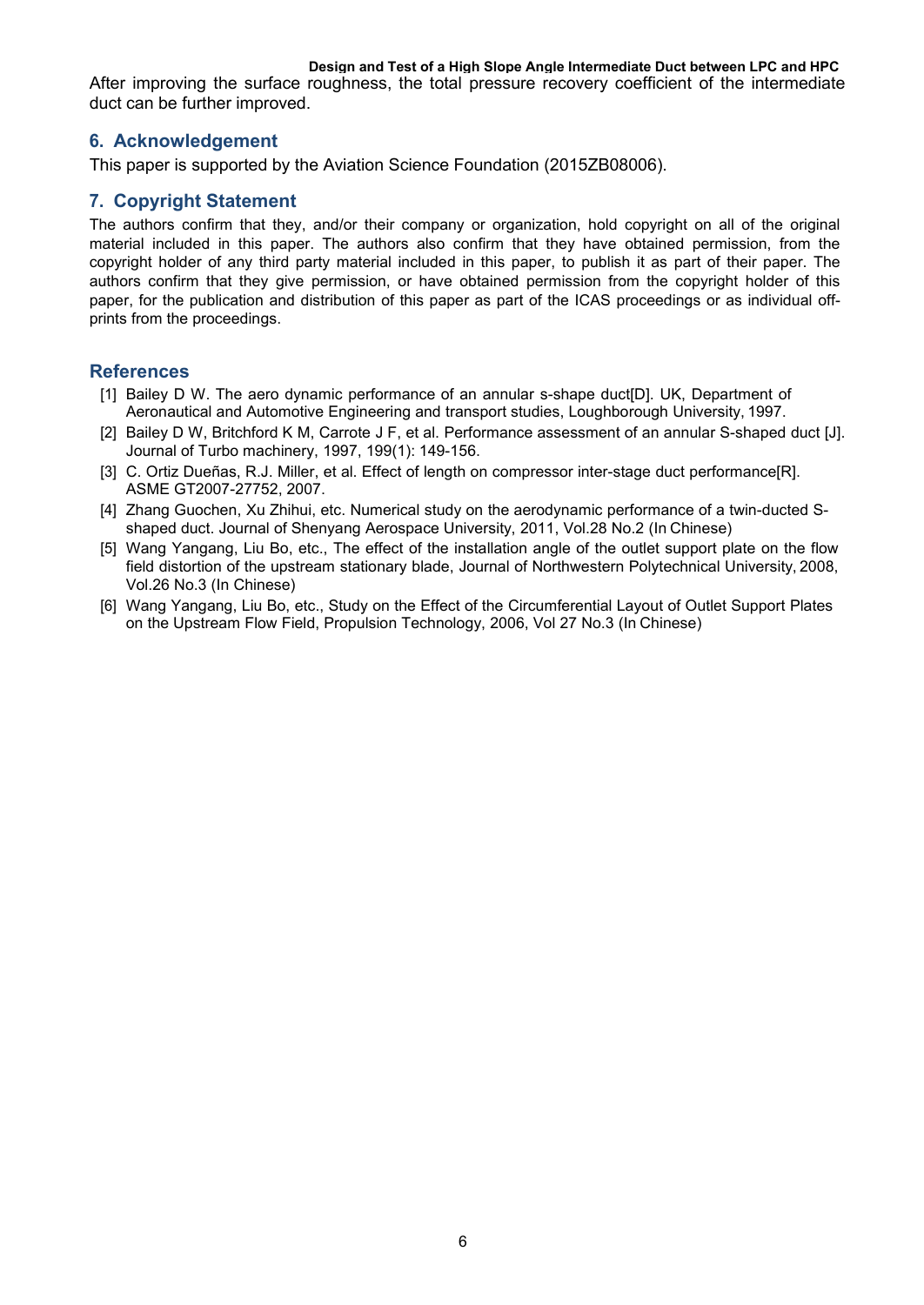After improving the surface roughness, the total pressure recovery coefficient of the intermediate duct can be further improved.

## 6. Acknowledgement

This paper is supported by the Aviation Science Foundation (2015ZB08006).

## 7. Copyright Statement

The authors confirm that they, and/or their company or organization, hold copyright on all of the original material included in this paper. The authors also confirm that they have obtained permission, from the copyright holder of any third party material included in this paper, to publish it as part of their paper. The authors confirm that they give permission, or have obtained permission from the copyright holder of this paper, for the publication and distribution of this paper as part of the ICAS proceedings or as individual off-prints from the proceedings.

## References

[1] Bailey D W. The aero dynamic performance of an annular s-shape duct[D]. UK, Department of Aeronautical and Automotive Engineering and transport studies, Loughborough University, 1997.

[2] Bailey D W, Britchford K M, Carrote J F, et al. Performance assessment of an annular S-shaped duct [J]. Journal of Turbo machinery, 1997, 199(1): 149-156.

[3] C. Ortiz Dueñas, R.J. Miller, et al. Effect of length on compressor inter-stage duct performance[R]. ASME GT2007-27752, 2007.

[4] Zhang Guochen, Xu Zhihui, etc. Numerical study on the aerodynamic performance of a twin-ducted S-shaped duct. Journal of Shenyang Aerospace University, 2011, Vol.28 No.2 (In Chinese)

[5] Wang Yangang, Liu Bo, etc., The effect of the installation angle of the outlet support plate on the flow field distortion of the upstream stationary blade, Journal of Northwestern Polytechnical University, 2008, Vol.26 No.3 (In Chinese)

[6] Wang Yangang, Liu Bo, etc., Study on the Effect of the Circumferential Layout of Outlet Support Plates on the Upstream Flow Field, Propulsion Technology, 2006, Vol 27 No.3 (In Chinese)